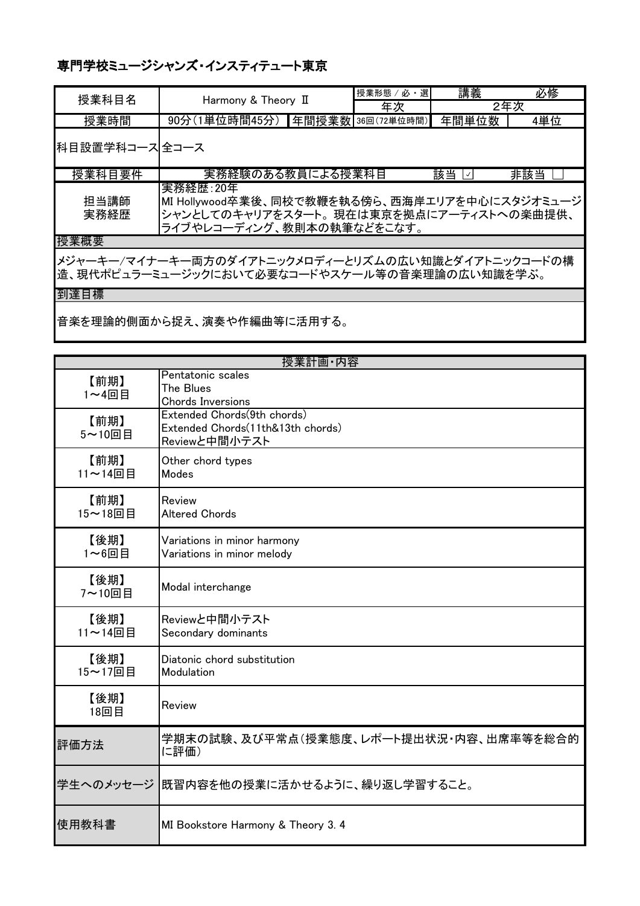# 専門学校ミュージシャンズ・インスティテュート東京

| 授業科目名 | Harmony & Theory Ⅱ | | 授業形態 / 必・選 | 講義 | 必修 |
|---|---|---|---|---|---|
| | | | 年次 | 2年次 | |
| 授業時間 | 90分（1単位時間45分） | 年間授業数 | 36回（72単位時間） | 年間単位数 | 4単位 |
| 科目設置学科コース | 全コース | | | | |
| 授業科目要件 | 実務経験のある教員による授業科目 | | | 該当 ☑ | 非該当 □ |
| 担当講師 実務経歴 | 実務経歴：20年<br>MI Hollywood卒業後、同校で教鞭を執る傍ら、西海岸エリアを中心にスタジオミュージシャンとしてのキャリアをスタート。現在は東京を拠点にアーティストへの楽曲提供、ライブやレコーディング、教則本の執筆などをこなす。 | | | | |

**授業概要**

メジャーキー/マイナーキー両方のダイアトニックメロディーとリズムの広い知識とダイアトニックコードの構造、現代ポピュラーミュージックにおいて必要なコードやスケール等の音楽理論の広い知識を学ぶ。

**到達目標**

音楽を理論的側面から捉え、演奏や作編曲等に活用する。

| 授業計画・内容 | |
|---|---|
| 【前期】1～4回目 | Pentatonic scales<br>The Blues<br>Chords Inversions |
| 【前期】5～10回目 | Extended Chords(9th chords)<br>Extended Chords(11th&13th chords)<br>Reviewと中間小テスト |
| 【前期】11～14回目 | Other chord types<br>Modes |
| 【前期】15～18回目 | Review<br>Altered Chords |
| 【後期】1～6回目 | Variations in minor harmony<br>Variations in minor melody |
| 【後期】7～10回目 | Modal interchange |
| 【後期】11～14回目 | Reviewと中間小テスト<br>Secondary dominants |
| 【後期】15～17回目 | Diatonic chord substitution<br>Modulation |
| 【後期】18回目 | Review |
| 評価方法 | 学期末の試験、及び平常点（授業態度、レポート提出状況・内容、出席率等を総合的に評価） |
| 学生へのメッセージ | 既習内容を他の授業に活かせるように、繰り返し学習すること。 |
| 使用教科書 | MI Bookstore Harmony & Theory 3. 4 |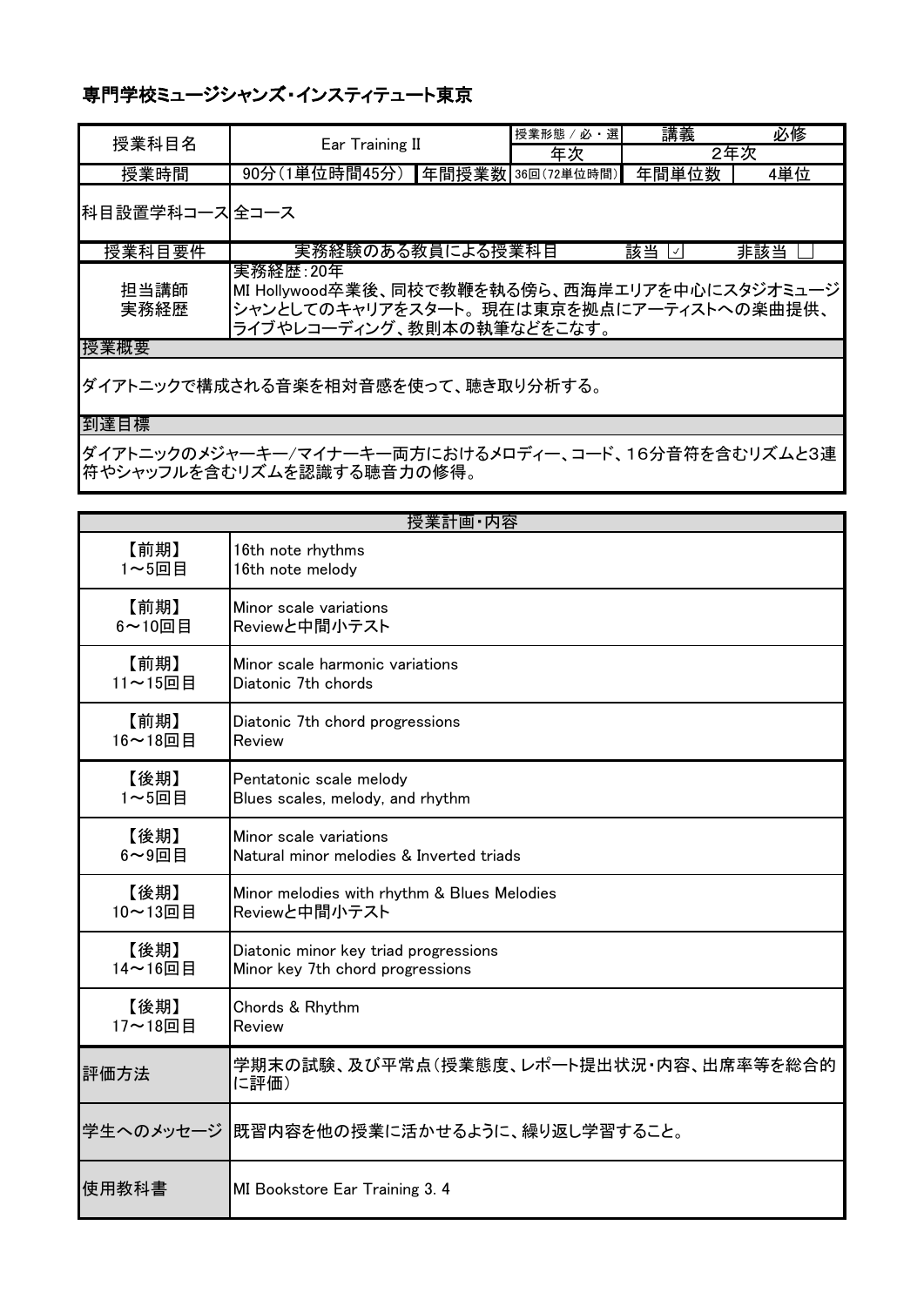# 専門学校ミュージシャンズ・インスティテュート東京

| 授業科目名 | Ear Training II | | 授業形態 / 必・選 | 講義 | 必修 |
|---|---|---|---|---|---|
| | | | 年次 | 2年次 | |
| 授業時間 | 90分（1単位時間45分） | 年間授業数 | 36回（72単位時間） | 年間単位数 | 4単位 |
| 科目設置学科コース | 全コース | | | | |
| 授業科目要件 | 実務経験のある教員による授業科目 | | | 該当 ☑ | 非該当 ☐ |
| 担当講師 実務経歴 | 実務経歴：20年<br>MI Hollywood卒業後、同校で教鞭を執る傍ら、西海岸エリアを中心にスタジオミュージシャンとしてのキャリアをスタート。現在は東京を拠点にアーティストへの楽曲提供、ライブやレコーディング、教則本の執筆などをこなす。 | | | | |

**授業概要**

ダイアトニックで構成される音楽を相対音感を使って、聴き取り分析する。

**到達目標**

ダイアトニックのメジャーキー/マイナーキー両方におけるメロディー、コード、16分音符を含むリズムと3連符やシャッフルを含むリズムを認識する聴音力の修得。

| 授業計画・内容 | |
|---|---|
| 【前期】1～5回目 | 16th note rhythms<br>16th note melody |
| 【前期】6～10回目 | Minor scale variations<br>Reviewと中間小テスト |
| 【前期】11～15回目 | Minor scale harmonic variations<br>Diatonic 7th chords |
| 【前期】16～18回目 | Diatonic 7th chord progressions<br>Review |
| 【後期】1～5回目 | Pentatonic scale melody<br>Blues scales, melody, and rhythm |
| 【後期】6～9回目 | Minor scale variations<br>Natural minor melodies & Inverted triads |
| 【後期】10～13回目 | Minor melodies with rhythm & Blues Melodies<br>Reviewと中間小テスト |
| 【後期】14～16回目 | Diatonic minor key triad progressions<br>Minor key 7th chord progressions |
| 【後期】17～18回目 | Chords & Rhythm<br>Review |
| 評価方法 | 学期末の試験、及び平常点（授業態度、レポート提出状況・内容、出席率等を総合的に評価） |
| 学生へのメッセージ | 既習内容を他の授業に活かせるように、繰り返し学習すること。 |
| 使用教科書 | MI Bookstore Ear Training 3. 4 |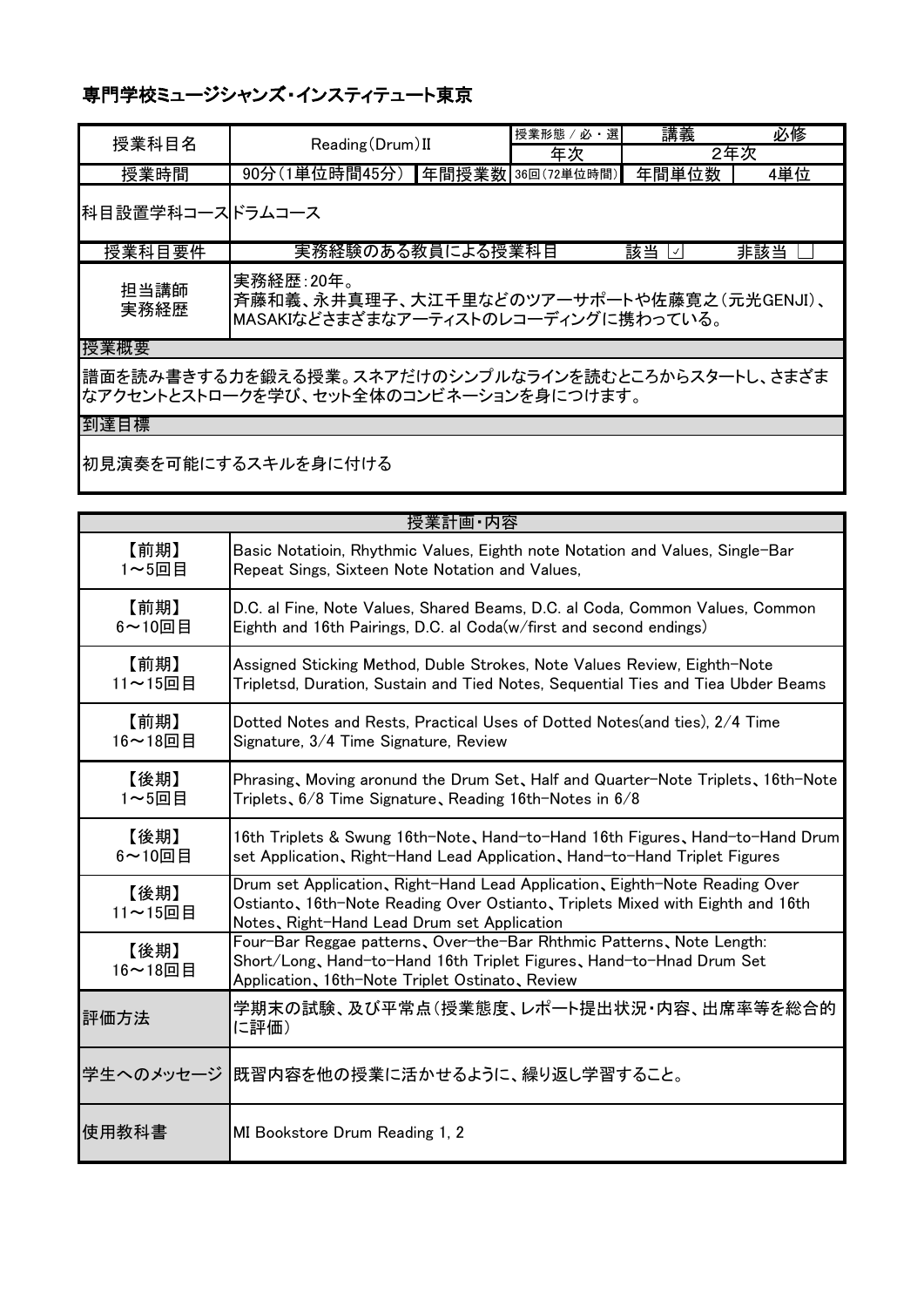## 専門学校ミュージシャンズ・インスティテュート東京

| 授業科目名 | Reading(Drum)Ⅱ | | 授業形態 / 必・選 | 講義 | 必修 |
|---|---|---|---|---|---|
| | | | 年次 | 2年次 | |
| 授業時間 | 90分(1単位時間45分) | 年間授業数 | 36回(72単位時間) | 年間単位数 | 4単位 |
| 科目設置学科コース | ドラムコース | | | | |
| 授業科目要件 | 実務経験のある教員による授業科目 | | | 該当 ☑ | 非該当 ☐ |
| 担当講師 実務経歴 | 実務経歴:20年。<br>斉藤和義、永井真理子、大江千里などのツアーサポートや佐藤寛之(元光GENJI)、MASAKIなどさまざまなアーティストのレコーディングに携わっている。 | | | | |

**授業概要**

譜面を読み書きする力を鍛える授業。スネアだけのシンプルなラインを読むところからスタートし、さまざまなアクセントとストロークを学び、セット全体のコンビネーションを身につけます。

**到達目標**

初見演奏を可能にするスキルを身に付ける

| 授業計画・内容 | |
|---|---|
| 【前期】<br>1~5回目 | Basic Notatioin, Rhythmic Values, Eighth note Notation and Values, Single-Bar Repeat Sings, Sixteen Note Notation and Values, |
| 【前期】<br>6~10回目 | D.C. al Fine, Note Values, Shared Beams, D.C. al Coda, Common Values, Common Eighth and 16th Pairings, D.C. al Coda(w/first and second endings) |
| 【前期】<br>11~15回目 | Assigned Sticking Method, Duble Strokes, Note Values Review, Eighth-Note Tripletsd, Duration, Sustain and Tied Notes, Sequential Ties and Tiea Ubder Beams |
| 【前期】<br>16~18回目 | Dotted Notes and Rests, Practical Uses of Dotted Notes(and ties), 2/4 Time Signature, 3/4 Time Signature, Review |
| 【後期】<br>1~5回目 | Phrasing、Moving aronund the Drum Set、Half and Quarter-Note Triplets、16th-Note Triplets、6/8 Time Signature、Reading 16th-Notes in 6/8 |
| 【後期】<br>6~10回目 | 16th Triplets & Swung 16th-Note、Hand-to-Hand 16th Figures、Hand-to-Hand Drum set Application、Right-Hand Lead Application、Hand-to-Hand Triplet Figures |
| 【後期】<br>11~15回目 | Drum set Application、Right-Hand Lead Application、Eighth-Note Reading Over Ostianto、16th-Note Reading Over Ostianto、Triplets Mixed with Eighth and 16th Notes、Right-Hand Lead Drum set Application |
| 【後期】<br>16~18回目 | Four-Bar Reggae patterns、Over-the-Bar Rhthmic Patterns、Note Length: Short/Long、Hand-to-Hand 16th Triplet Figures、Hand-to-Hnad Drum Set Application、16th-Note Triplet Ostinato、Review |
| 評価方法 | 学期末の試験、及び平常点(授業態度、レポート提出状況・内容、出席率等を総合的に評価) |
| 学生へのメッセージ | 既習内容を他の授業に活かせるように、繰り返し学習すること。 |
| 使用教科書 | MI Bookstore Drum Reading 1, 2 |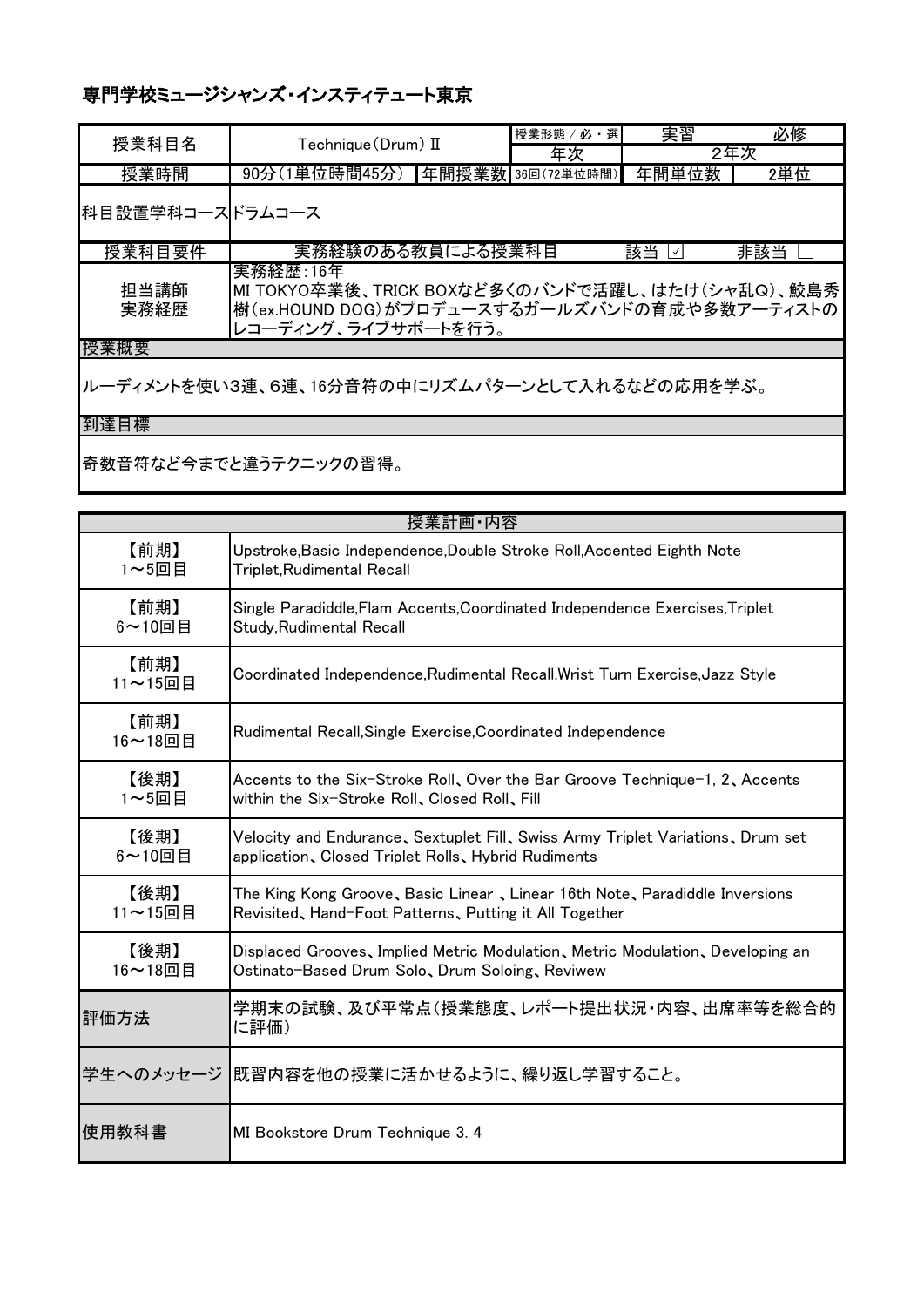# 専門学校ミュージシャンズ・インスティテュート東京

| 授業科目名 | Technique(Drum) Ⅱ | | 授業形態 / 必・選 | 実習 | 必修 |
|---|---|---|---|---|---|
| | | | 年次 | 2年次 | |
| 授業時間 | 90分(1単位時間45分) | 年間授業数 | 36回(72単位時間) | 年間単位数 | 2単位 |
| 科目設置学科コース | ドラムコース | | | | |
| 授業科目要件 | 実務経験のある教員による授業科目 | | | 該当 ☑ | 非該当 ☐ |
| 担当講師<br>実務経歴 | 実務経歴:16年<br>MI TOKYO卒業後、TRICK BOXなど多くのバンドで活躍し、はたけ(シャ乱Q)、鮫島秀樹(ex.HOUND DOG)がプロデュースするガールズバンドの育成や多数アーティストのレコーディング、ライブサポートを行う。 | | | | |

**授業概要**

ルーディメントを使い3連、6連、16分音符の中にリズムパターンとして入れるなどの応用を学ぶ。

**到達目標**

奇数音符など今までと違うテクニックの習得。

| 授業計画・内容 | |
|---|---|
| 【前期】<br>1～5回目 | Upstroke,Basic Independence,Double Stroke Roll,Accented Eighth Note Triplet,Rudimental Recall |
| 【前期】<br>6～10回目 | Single Paradiddle,Flam Accents,Coordinated Independence Exercises,Triplet Study,Rudimental Recall |
| 【前期】<br>11～15回目 | Coordinated Independence,Rudimental Recall,Wrist Turn Exercise,Jazz Style |
| 【前期】<br>16～18回目 | Rudimental Recall,Single Exercise,Coordinated Independence |
| 【後期】<br>1～5回目 | Accents to the Six-Stroke Roll、Over the Bar Groove Technique-1, 2、Accents within the Six-Stroke Roll、Closed Roll、Fill |
| 【後期】<br>6～10回目 | Velocity and Endurance、Sextuplet Fill、Swiss Army Triplet Variations、Drum set application、Closed Triplet Rolls、Hybrid Rudiments |
| 【後期】<br>11～15回目 | The King Kong Groove、Basic Linear 、Linear 16th Note、Paradiddle Inversions Revisited、Hand-Foot Patterns、Putting it All Together |
| 【後期】<br>16～18回目 | Displaced Grooves、Implied Metric Modulation、Metric Modulation、Developing an Ostinato-Based Drum Solo、Drum Soloing、Reviwew |
| 評価方法 | 学期末の試験、及び平常点(授業態度、レポート提出状況・内容、出席率等を総合的に評価) |
| 学生へのメッセージ | 既習内容を他の授業に活かせるように、繰り返し学習すること。 |
| 使用教科書 | MI Bookstore Drum Technique 3. 4 |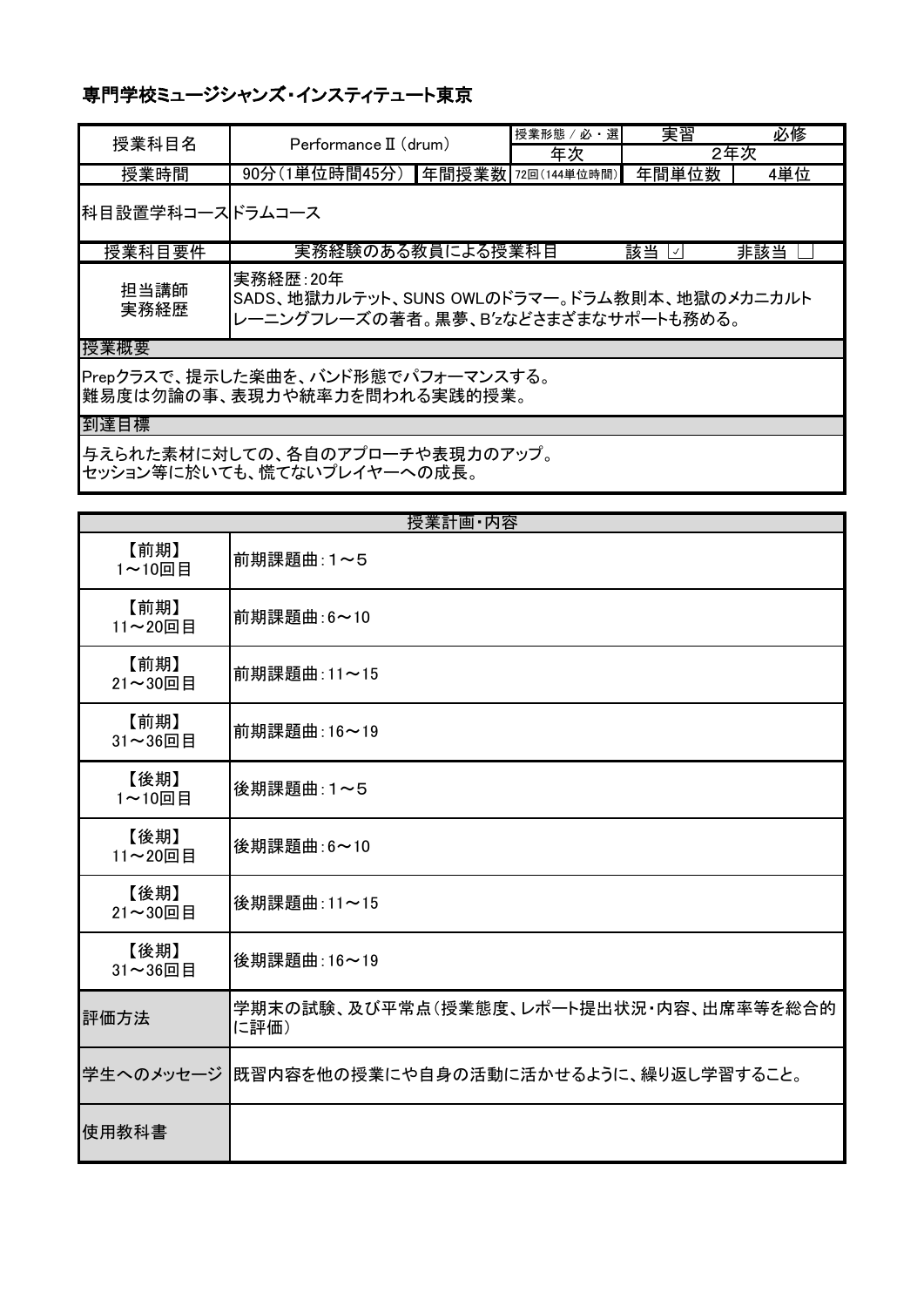## 専門学校ミュージシャンズ・インスティテュート東京

| 授業科目名 | Performance Ⅱ (drum) | | 授業形態 / 必・選 | 実習 | 必修 |
|---|---|---|---|---|---|
| | | | 年次 | 2年次 | |
| 授業時間 | 90分(1単位時間45分) | 年間授業数 | 72回(144単位時間) | 年間単位数 | 4単位 |
| 科目設置学科コース | ドラムコース | | | | |
| 授業科目要件 | 実務経験のある教員による授業科目 | | | 該当 ☑ | 非該当 ☐ |
| 担当講師 実務経歴 | 実務経歴:20年<br>SADS、地獄カルテット、SUNS OWLのドラマー。ドラム教則本、地獄のメカニカルトレーニングフレーズの著者。黒夢、B'zなどさまざまなサポートも務める。 | | | | |

**授業概要**

Prepクラスで、提示した楽曲を、バンド形態でパフォーマンスする。
難易度は勿論の事、表現力や統率力を問われる実践的授業。

**到達目標**

与えられた素材に対しての、各自のアプローチや表現力のアップ。
セッション等に於いても、慌てないプレイヤーへの成長。

| 授業計画・内容 | |
|---|---|
| 【前期】 1〜10回目 | 前期課題曲:1〜5 |
| 【前期】 11〜20回目 | 前期課題曲:6〜10 |
| 【前期】 21〜30回目 | 前期課題曲:11〜15 |
| 【前期】 31〜36回目 | 前期課題曲:16〜19 |
| 【後期】 1〜10回目 | 後期課題曲:1〜5 |
| 【後期】 11〜20回目 | 後期課題曲:6〜10 |
| 【後期】 21〜30回目 | 後期課題曲:11〜15 |
| 【後期】 31〜36回目 | 後期課題曲:16〜19 |
| 評価方法 | 学期末の試験、及び平常点(授業態度、レポート提出状況・内容、出席率等を総合的に評価) |
| 学生へのメッセージ | 既習内容を他の授業にや自身の活動に活かせるように、繰り返し学習すること。 |
| 使用教科書 | |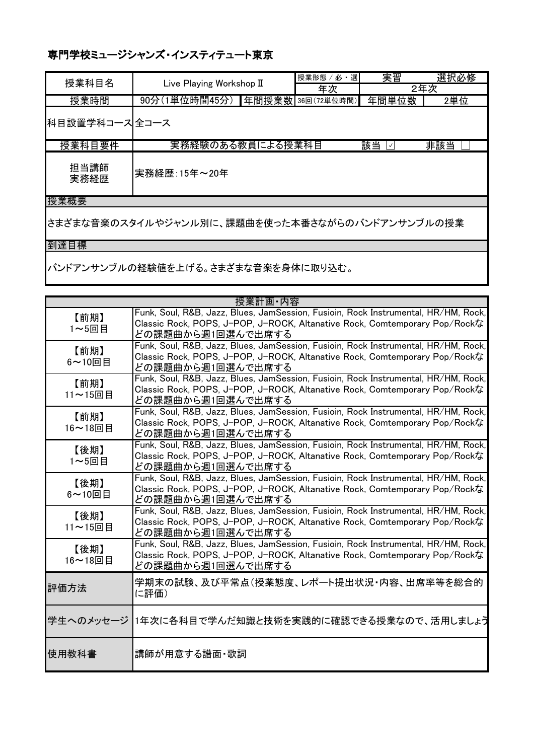# 専門学校ミュージシャンズ・インスティテュート東京

| 授業科目名 | Live Playing WorkshopⅡ | | 授業形態 / 必・選 | 実習 | 選択必修 |
|---|---|---|---|---|---|
| | | | 年次 | 2年次 | |
| 授業時間 | 90分（1単位時間45分） | 年間授業数 | 36回（72単位時間） | 年間単位数 | 2単位 |
| 科目設置学科コース | 全コース | | | | |
| 授業科目要件 | 実務経験のある教員による授業科目 | | | 該当 ☑ | 非該当 ☐ |
| 担当講師<br>実務経歴 | 実務経歴：15年～20年 | | | | |

**授業概要**

さまざまな音楽のスタイルやジャンル別に、課題曲を使った本番さながらのバンドアンサンブルの授業

**到達目標**

バンドアンサンブルの経験値を上げる。さまざまな音楽を身体に取り込む。

| 授業計画・内容 | |
|---|---|
| 【前期】<br>1～5回目 | Funk, Soul, R&B, Jazz, Blues, JamSession, Fusioin, Rock Instrumental, HR/HM, Rock, Classic Rock, POPS, J-POP, J-ROCK, Altanative Rock, Comtemporary Pop/Rockなどの課題曲から週1回選んで出席する |
| 【前期】<br>6～10回目 | Funk, Soul, R&B, Jazz, Blues, JamSession, Fusioin, Rock Instrumental, HR/HM, Rock, Classic Rock, POPS, J-POP, J-ROCK, Altanative Rock, Comtemporary Pop/Rockなどの課題曲から週1回選んで出席する |
| 【前期】<br>11～15回目 | Funk, Soul, R&B, Jazz, Blues, JamSession, Fusioin, Rock Instrumental, HR/HM, Rock, Classic Rock, POPS, J-POP, J-ROCK, Altanative Rock, Comtemporary Pop/Rockなどの課題曲から週1回選んで出席する |
| 【前期】<br>16～18回目 | Funk, Soul, R&B, Jazz, Blues, JamSession, Fusioin, Rock Instrumental, HR/HM, Rock, Classic Rock, POPS, J-POP, J-ROCK, Altanative Rock, Comtemporary Pop/Rockなどの課題曲から週1回選んで出席する |
| 【後期】<br>1～5回目 | Funk, Soul, R&B, Jazz, Blues, JamSession, Fusioin, Rock Instrumental, HR/HM, Rock, Classic Rock, POPS, J-POP, J-ROCK, Altanative Rock, Comtemporary Pop/Rockなどの課題曲から週1回選んで出席する |
| 【後期】<br>6～10回目 | Funk, Soul, R&B, Jazz, Blues, JamSession, Fusioin, Rock Instrumental, HR/HM, Rock, Classic Rock, POPS, J-POP, J-ROCK, Altanative Rock, Comtemporary Pop/Rockなどの課題曲から週1回選んで出席する |
| 【後期】<br>11～15回目 | Funk, Soul, R&B, Jazz, Blues, JamSession, Fusioin, Rock Instrumental, HR/HM, Rock, Classic Rock, POPS, J-POP, J-ROCK, Altanative Rock, Comtemporary Pop/Rockなどの課題曲から週1回選んで出席する |
| 【後期】<br>16～18回目 | Funk, Soul, R&B, Jazz, Blues, JamSession, Fusioin, Rock Instrumental, HR/HM, Rock, Classic Rock, POPS, J-POP, J-ROCK, Altanative Rock, Comtemporary Pop/Rockなどの課題曲から週1回選んで出席する |
| 評価方法 | 学期末の試験、及び平常点（授業態度、レポート提出状況・内容、出席率等を総合的に評価） |
| 学生へのメッセージ | 1年次に各科目で学んだ知識と技術を実践的に確認できる授業なので、活用しましょう |
| 使用教科書 | 講師が用意する譜面・歌詞 |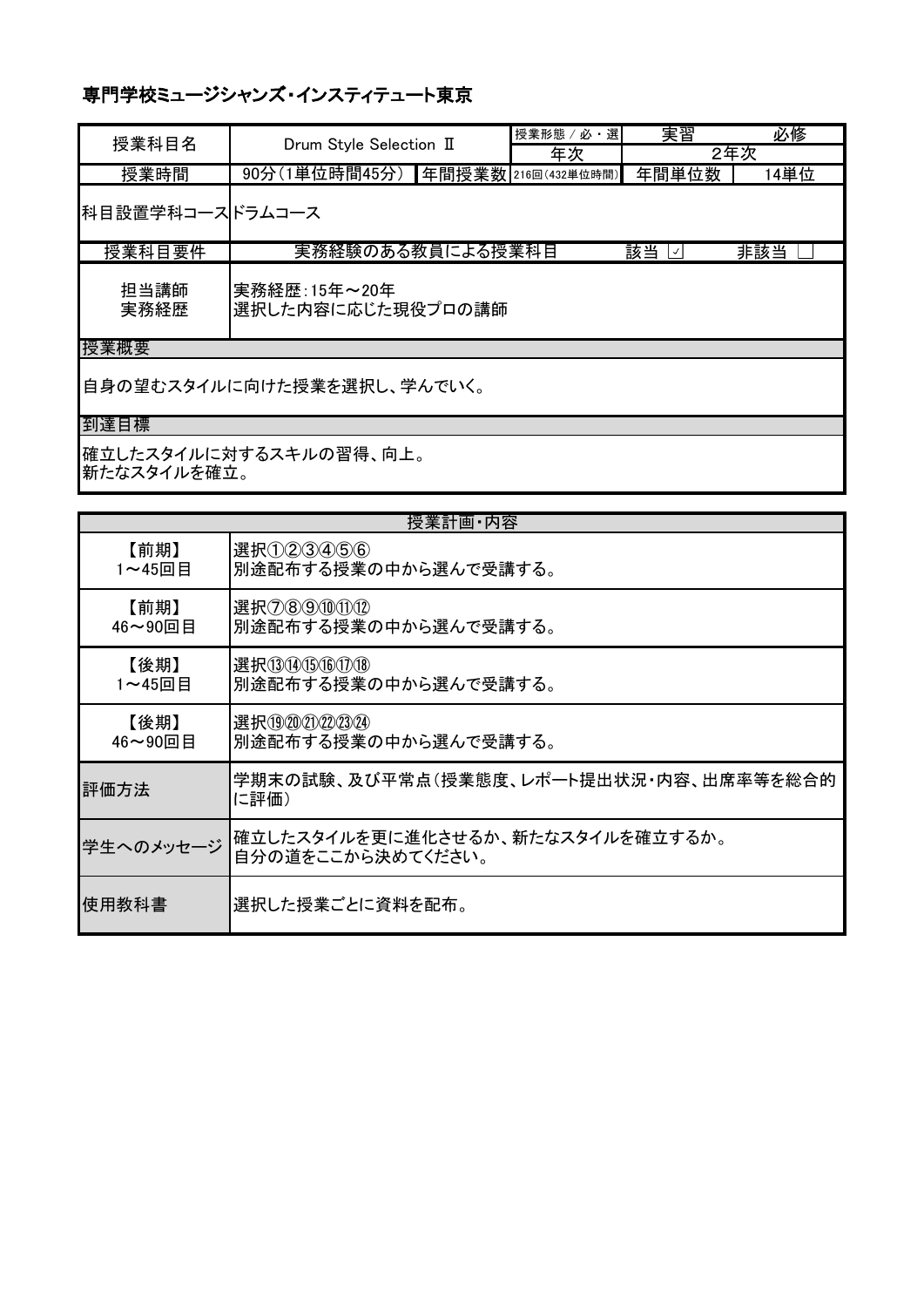# 専門学校ミュージシャンズ・インスティテュート東京

| | | | | | |
|---|---|---|---|---|---|
| 授業科目名 | Drum Style Selection Ⅱ | 授業形態 / 必・選 | 実習 | 必修 | |
| | | 年次 | 2年次 | | |
| 授業時間 | 90分（1単位時間45分） | 年間授業数 | 216回（432単位時間） | 年間単位数 | 14単位 |
| 科目設置学科コース | ドラムコース | | | | |
| 授業科目要件 | 実務経験のある教員による授業科目 | | 該当 ☑ | 非該当 ☐ | |
| 担当講師 実務経歴 | 実務経歴：15年～20年<br>選択した内容に応じた現役プロの講師 | | | | |

**授業概要**

自身の望むスタイルに向けた授業を選択し、学んでいく。

**到達目標**

確立したスタイルに対するスキルの習得、向上。
新たなスタイルを確立。

| 授業計画・内容 | |
|---|---|
| 【前期】<br>1～45回目 | 選択①②③④⑤⑥<br>別途配布する授業の中から選んで受講する。 |
| 【前期】<br>46～90回目 | 選択⑦⑧⑨⑩⑪⑫<br>別途配布する授業の中から選んで受講する。 |
| 【後期】<br>1～45回目 | 選択⑬⑭⑮⑯⑰⑱<br>別途配布する授業の中から選んで受講する。 |
| 【後期】<br>46～90回目 | 選択⑲⑳㉑㉒㉓㉔<br>別途配布する授業の中から選んで受講する。 |
| 評価方法 | 学期末の試験、及び平常点（授業態度、レポート提出状況・内容、出席率等を総合的に評価） |
| 学生へのメッセージ | 確立したスタイルを更に進化させるか、新たなスタイルを確立するか。<br>自分の道をここから決めてください。 |
| 使用教科書 | 選択した授業ごとに資料を配布。 |